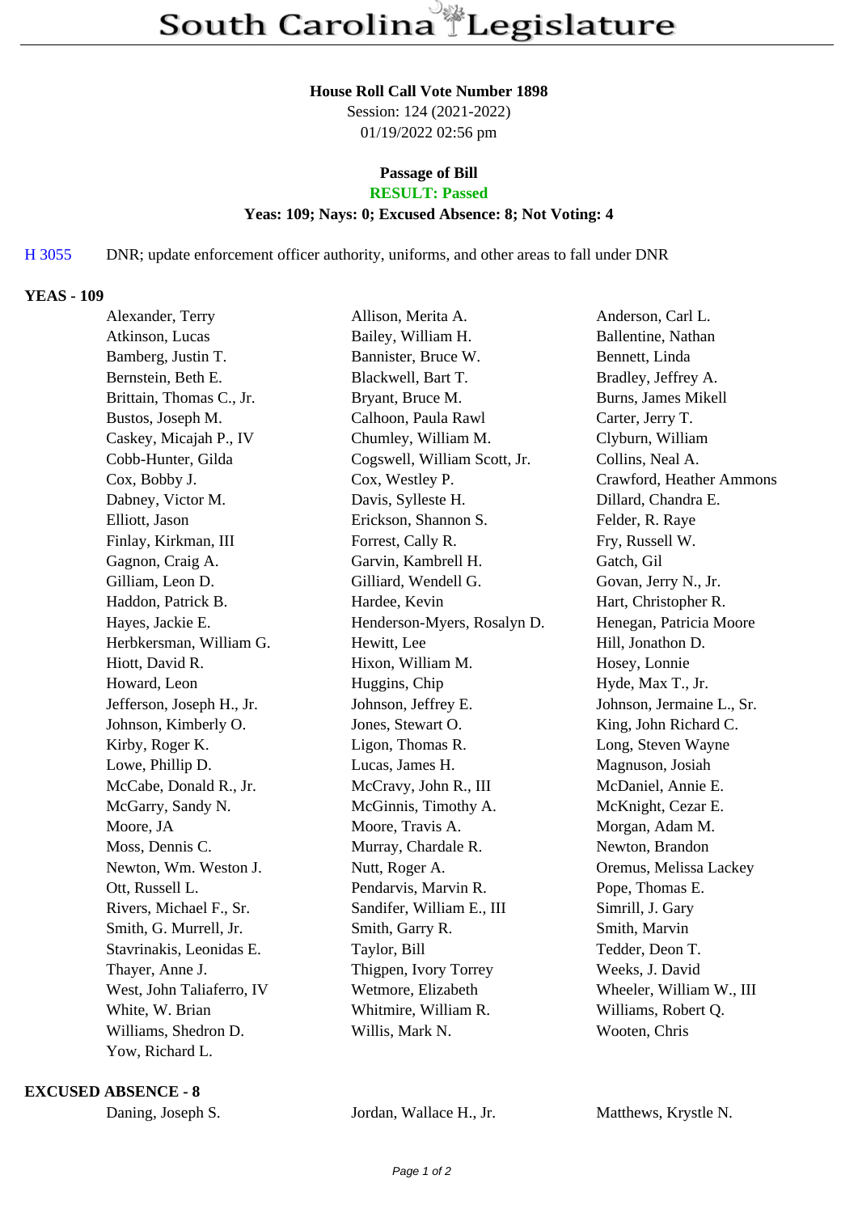# South Carolina Legislature

**House Roll Call Vote Number 1898**
Session: 124 (2021-2022)
01/19/2022 02:56 pm

**Passage of Bill**
**RESULT: Passed**
**Yeas: 109; Nays: 0; Excused Absence: 8; Not Voting: 4**

H 3055 DNR; update enforcement officer authority, uniforms, and other areas to fall under DNR

**YEAS - 109**

| | | |
|---|---|---|
| Alexander, Terry | Allison, Merita A. | Anderson, Carl L. |
| Atkinson, Lucas | Bailey, William H. | Ballentine, Nathan |
| Bamberg, Justin T. | Bannister, Bruce W. | Bennett, Linda |
| Bernstein, Beth E. | Blackwell, Bart T. | Bradley, Jeffrey A. |
| Brittain, Thomas C., Jr. | Bryant, Bruce M. | Burns, James Mikell |
| Bustos, Joseph M. | Calhoon, Paula Rawl | Carter, Jerry T. |
| Caskey, Micajah P., IV | Chumley, William M. | Clyburn, William |
| Cobb-Hunter, Gilda | Cogswell, William Scott, Jr. | Collins, Neal A. |
| Cox, Bobby J. | Cox, Westley P. | Crawford, Heather Ammons |
| Dabney, Victor M. | Davis, Sylleste H. | Dillard, Chandra E. |
| Elliott, Jason | Erickson, Shannon S. | Felder, R. Raye |
| Finlay, Kirkman, III | Forrest, Cally R. | Fry, Russell W. |
| Gagnon, Craig A. | Garvin, Kambrell H. | Gatch, Gil |
| Gilliam, Leon D. | Gilliard, Wendell G. | Govan, Jerry N., Jr. |
| Haddon, Patrick B. | Hardee, Kevin | Hart, Christopher R. |
| Hayes, Jackie E. | Henderson-Myers, Rosalyn D. | Henegan, Patricia Moore |
| Herbkersman, William G. | Hewitt, Lee | Hill, Jonathon D. |
| Hiott, David R. | Hixon, William M. | Hosey, Lonnie |
| Howard, Leon | Huggins, Chip | Hyde, Max T., Jr. |
| Jefferson, Joseph H., Jr. | Johnson, Jeffrey E. | Johnson, Jermaine L., Sr. |
| Johnson, Kimberly O. | Jones, Stewart O. | King, John Richard C. |
| Kirby, Roger K. | Ligon, Thomas R. | Long, Steven Wayne |
| Lowe, Phillip D. | Lucas, James H. | Magnuson, Josiah |
| McCabe, Donald R., Jr. | McCravy, John R., III | McDaniel, Annie E. |
| McGarry, Sandy N. | McGinnis, Timothy A. | McKnight, Cezar E. |
| Moore, JA | Moore, Travis A. | Morgan, Adam M. |
| Moss, Dennis C. | Murray, Chardale R. | Newton, Brandon |
| Newton, Wm. Weston J. | Nutt, Roger A. | Oremus, Melissa Lackey |
| Ott, Russell L. | Pendarvis, Marvin R. | Pope, Thomas E. |
| Rivers, Michael F., Sr. | Sandifer, William E., III | Simrill, J. Gary |
| Smith, G. Murrell, Jr. | Smith, Garry R. | Smith, Marvin |
| Stavrinakis, Leonidas E. | Taylor, Bill | Tedder, Deon T. |
| Thayer, Anne J. | Thigpen, Ivory Torrey | Weeks, J. David |
| West, John Taliaferro, IV | Wetmore, Elizabeth | Wheeler, William W., III |
| White, W. Brian | Whitmire, William R. | Williams, Robert Q. |
| Williams, Shedron D. | Willis, Mark N. | Wooten, Chris |
| Yow, Richard L. | | |

**EXCUSED ABSENCE - 8**

| | | |
|---|---|---|
| Daning, Joseph S. | Jordan, Wallace H., Jr. | Matthews, Krystle N. |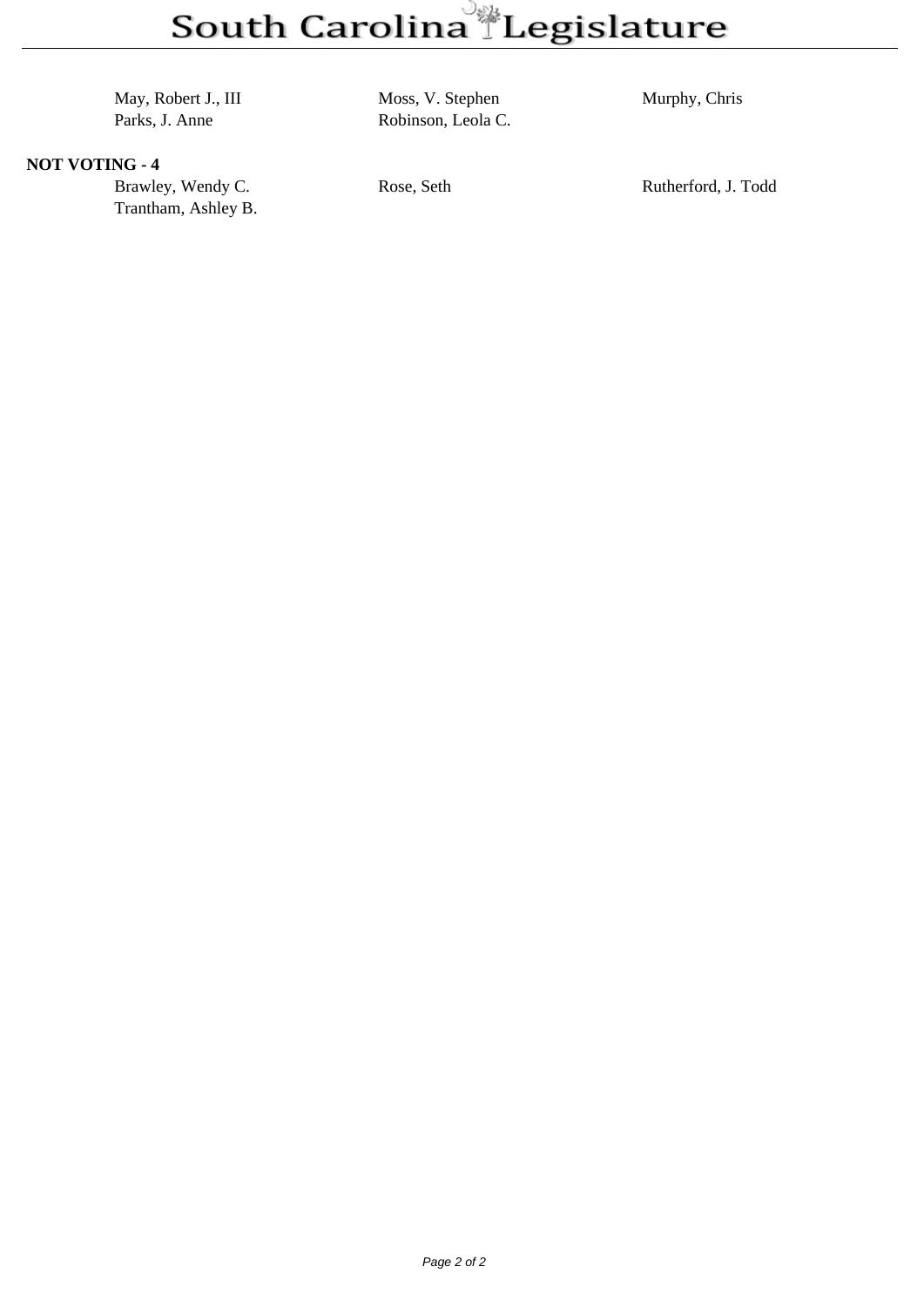May, Robert J., III
Moss, V. Stephen
Murphy, Chris
Parks, J. Anne
Robinson, Leola C.

**NOT VOTING - 4**

Brawley, Wendy C.
Rose, Seth
Rutherford, J. Todd
Trantham, Ashley B.